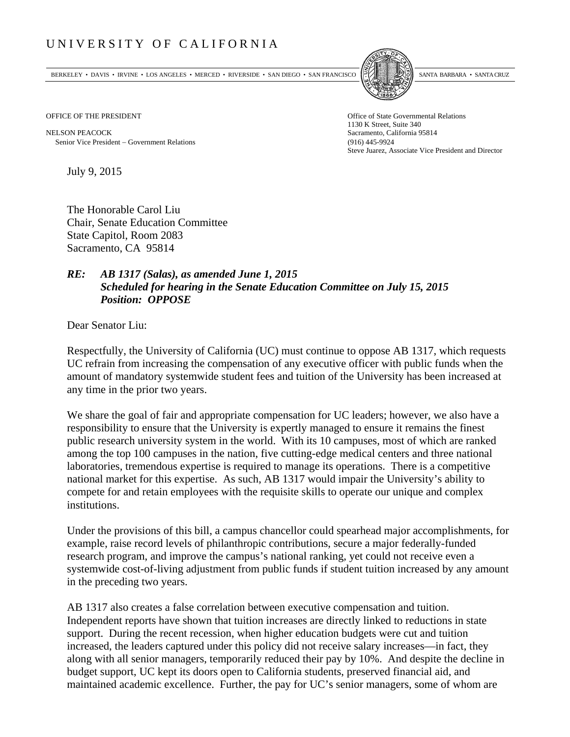# UNIVERSITY OF CALIFORNIA

BERKELEY • DAVIS • IRVINE • LOS ANGELES • MERCED • RIVERSIDE • SAN DIEGO • SAN FRANCISCO SANTA BARBARA • SANTA CRUZ

OFFICE OF THE PRESIDENT

NELSON PEACOCK
Senior Vice President – Government Relations

Office of State Governmental Relations
1130 K Street, Suite 340
Sacramento, California 95814
(916) 445-9924
Steve Juarez, Associate Vice President and Director

July 9, 2015

The Honorable Carol Liu
Chair, Senate Education Committee
State Capitol, Room 2083
Sacramento, CA 95814

***RE: AB 1317 (Salas), as amended June 1, 2015***
***Scheduled for hearing in the Senate Education Committee on July 15, 2015***
***Position: OPPOSE***

Dear Senator Liu:

Respectfully, the University of California (UC) must continue to oppose AB 1317, which requests UC refrain from increasing the compensation of any executive officer with public funds when the amount of mandatory systemwide student fees and tuition of the University has been increased at any time in the prior two years.

We share the goal of fair and appropriate compensation for UC leaders; however, we also have a responsibility to ensure that the University is expertly managed to ensure it remains the finest public research university system in the world. With its 10 campuses, most of which are ranked among the top 100 campuses in the nation, five cutting-edge medical centers and three national laboratories, tremendous expertise is required to manage its operations. There is a competitive national market for this expertise. As such, AB 1317 would impair the University's ability to compete for and retain employees with the requisite skills to operate our unique and complex institutions.

Under the provisions of this bill, a campus chancellor could spearhead major accomplishments, for example, raise record levels of philanthropic contributions, secure a major federally-funded research program, and improve the campus's national ranking, yet could not receive even a systemwide cost-of-living adjustment from public funds if student tuition increased by any amount in the preceding two years.

AB 1317 also creates a false correlation between executive compensation and tuition. Independent reports have shown that tuition increases are directly linked to reductions in state support. During the recent recession, when higher education budgets were cut and tuition increased, the leaders captured under this policy did not receive salary increases—in fact, they along with all senior managers, temporarily reduced their pay by 10%. And despite the decline in budget support, UC kept its doors open to California students, preserved financial aid, and maintained academic excellence. Further, the pay for UC's senior managers, some of whom are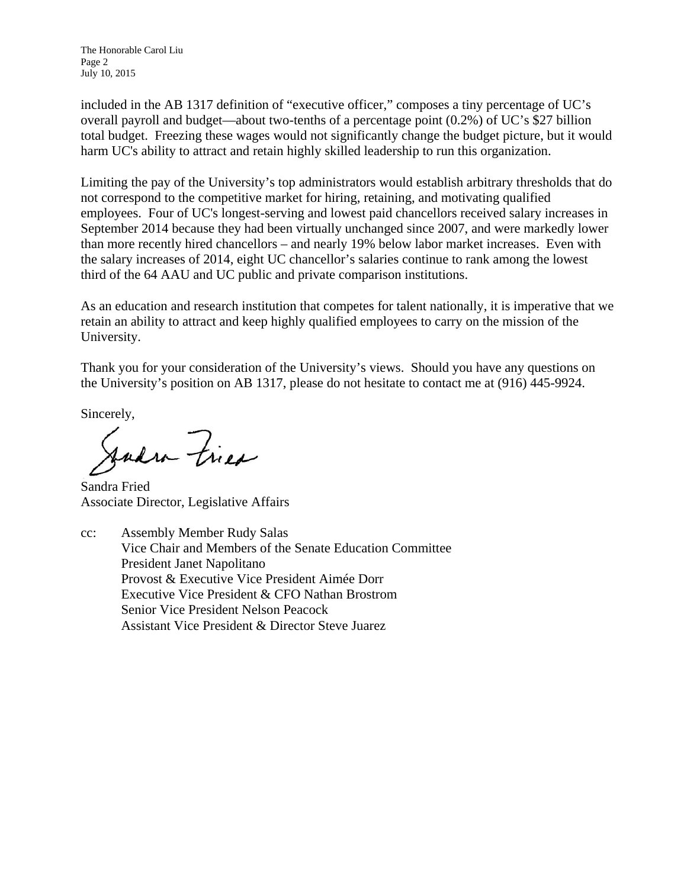included in the AB 1317 definition of "executive officer," composes a tiny percentage of UC's overall payroll and budget—about two-tenths of a percentage point (0.2%) of UC's $27 billion total budget. Freezing these wages would not significantly change the budget picture, but it would harm UC's ability to attract and retain highly skilled leadership to run this organization.

Limiting the pay of the University's top administrators would establish arbitrary thresholds that do not correspond to the competitive market for hiring, retaining, and motivating qualified employees. Four of UC's longest-serving and lowest paid chancellors received salary increases in September 2014 because they had been virtually unchanged since 2007, and were markedly lower than more recently hired chancellors – and nearly 19% below labor market increases. Even with the salary increases of 2014, eight UC chancellor's salaries continue to rank among the lowest third of the 64 AAU and UC public and private comparison institutions.

As an education and research institution that competes for talent nationally, it is imperative that we retain an ability to attract and keep highly qualified employees to carry on the mission of the University.

Thank you for your consideration of the University's views. Should you have any questions on the University's position on AB 1317, please do not hesitate to contact me at (916) 445-9924.

Sincerely,

Sandra Fried
Associate Director, Legislative Affairs

cc: Assembly Member Rudy Salas
Vice Chair and Members of the Senate Education Committee
President Janet Napolitano
Provost & Executive Vice President Aimée Dorr
Executive Vice President & CFO Nathan Brostrom
Senior Vice President Nelson Peacock
Assistant Vice President & Director Steve Juarez